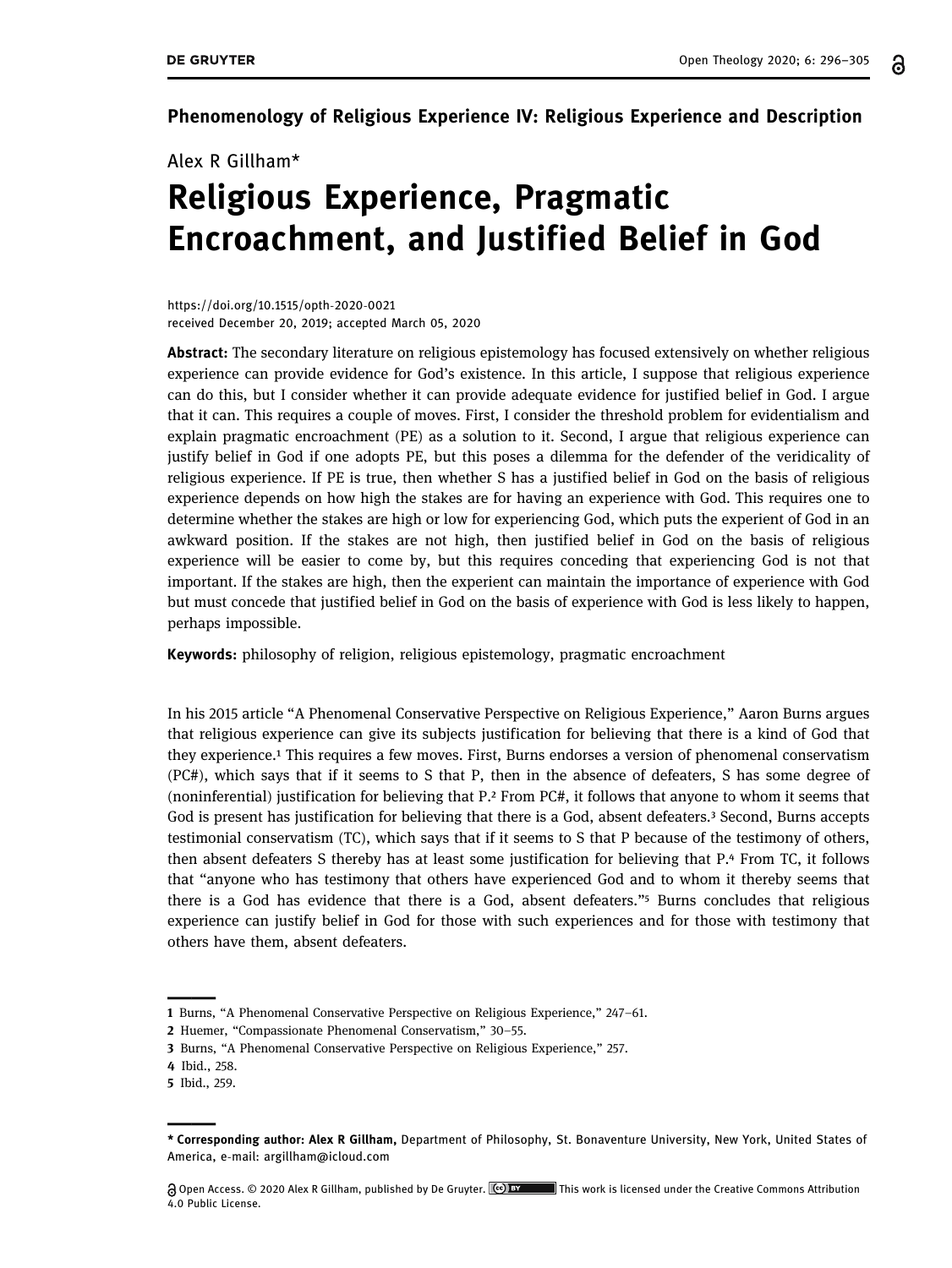Phenomenology of Religious Experience IV: Religious Experience and Description

Alex R Gillham*

# Religious Experience, Pragmatic Encroachment, and Justified Belief in God

https://doi.org/10.1515/opth-2020-0021
received December 20, 2019; accepted March 05, 2020

**Abstract:** The secondary literature on religious epistemology has focused extensively on whether religious experience can provide evidence for God's existence. In this article, I suppose that religious experience can do this, but I consider whether it can provide adequate evidence for justified belief in God. I argue that it can. This requires a couple of moves. First, I consider the threshold problem for evidentialism and explain pragmatic encroachment (PE) as a solution to it. Second, I argue that religious experience can justify belief in God if one adopts PE, but this poses a dilemma for the defender of the veridicality of religious experience. If PE is true, then whether S has a justified belief in God on the basis of religious experience depends on how high the stakes are for having an experience with God. This requires one to determine whether the stakes are high or low for experiencing God, which puts the experient of God in an awkward position. If the stakes are not high, then justified belief in God on the basis of religious experience will be easier to come by, but this requires conceding that experiencing God is not that important. If the stakes are high, then the experient can maintain the importance of experience with God but must concede that justified belief in God on the basis of experience with God is less likely to happen, perhaps impossible.

**Keywords:** philosophy of religion, religious epistemology, pragmatic encroachment

In his 2015 article "A Phenomenal Conservative Perspective on Religious Experience," Aaron Burns argues that religious experience can give its subjects justification for believing that there is a kind of God that they experience.[1] This requires a few moves. First, Burns endorses a version of phenomenal conservatism (PC#), which says that if it seems to S that P, then in the absence of defeaters, S has some degree of (noninferential) justification for believing that P.[2] From PC#, it follows that anyone to whom it seems that God is present has justification for believing that there is a God, absent defeaters.[3] Second, Burns accepts testimonial conservatism (TC), which says that if it seems to S that P because of the testimony of others, then absent defeaters S thereby has at least some justification for believing that P.[4] From TC, it follows that "anyone who has testimony that others have experienced God and to whom it thereby seems that there is a God has evidence that there is a God, absent defeaters."[5] Burns concludes that religious experience can justify belief in God for those with such experiences and for those with testimony that others have them, absent defeaters.

---

1 Burns, "A Phenomenal Conservative Perspective on Religious Experience," 247–61.
2 Huemer, "Compassionate Phenomenal Conservatism," 30–55.
3 Burns, "A Phenomenal Conservative Perspective on Religious Experience," 257.
4 Ibid., 258.
5 Ibid., 259.

---

* **Corresponding author: Alex R Gillham,** Department of Philosophy, St. Bonaventure University, New York, United States of America, e-mail: argillham@icloud.com

Open Access. © 2020 Alex R Gillham, published by De Gruyter. This work is licensed under the Creative Commons Attribution 4.0 Public License.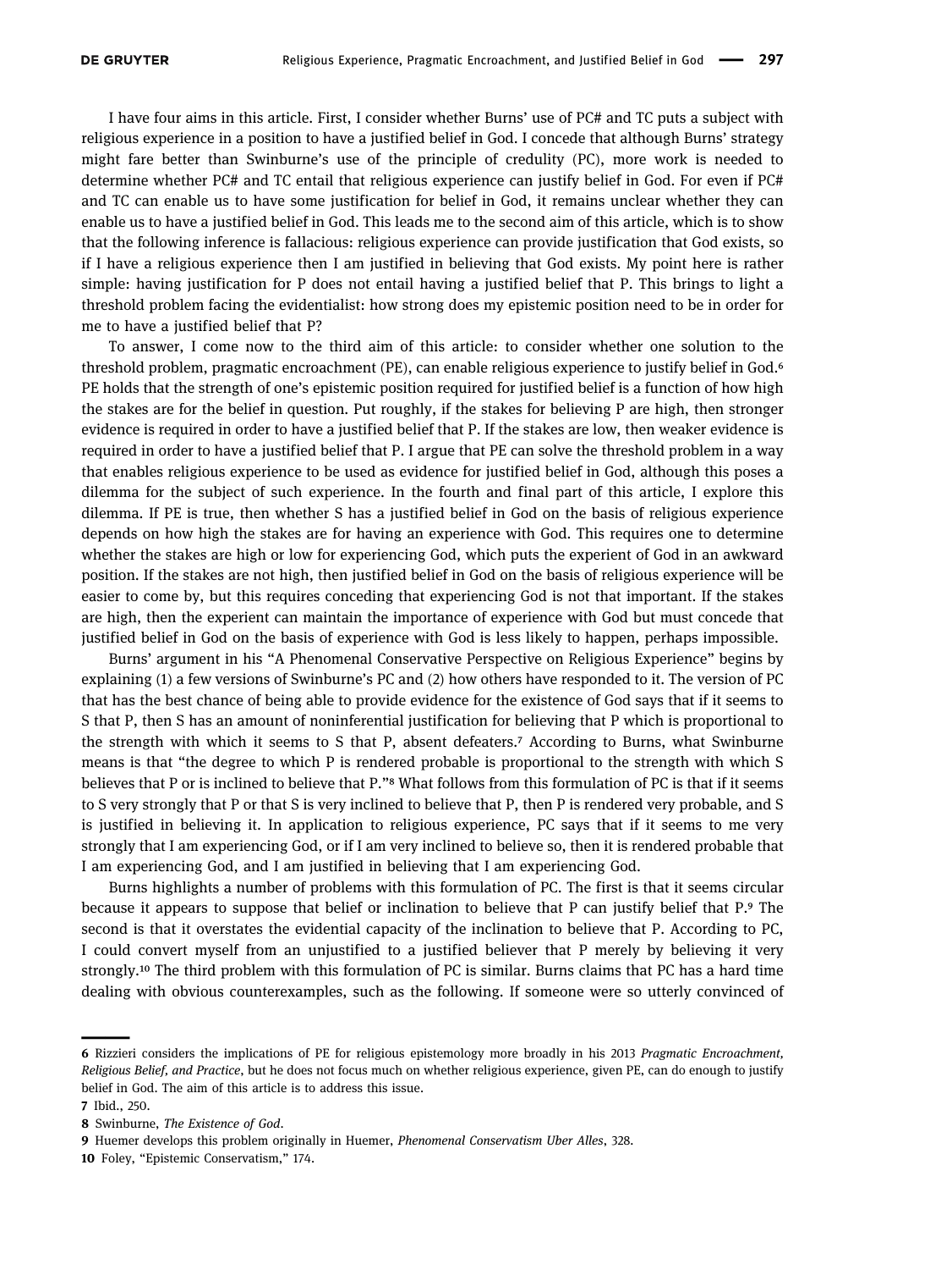I have four aims in this article. First, I consider whether Burns' use of PC# and TC puts a subject with religious experience in a position to have a justified belief in God. I concede that although Burns' strategy might fare better than Swinburne's use of the principle of credulity (PC), more work is needed to determine whether PC# and TC entail that religious experience can justify belief in God. For even if PC# and TC can enable us to have some justification for belief in God, it remains unclear whether they can enable us to have a justified belief in God. This leads me to the second aim of this article, which is to show that the following inference is fallacious: religious experience can provide justification that God exists, so if I have a religious experience then I am justified in believing that God exists. My point here is rather simple: having justification for P does not entail having a justified belief that P. This brings to light a threshold problem facing the evidentialist: how strong does my epistemic position need to be in order for me to have a justified belief that P?

To answer, I come now to the third aim of this article: to consider whether one solution to the threshold problem, pragmatic encroachment (PE), can enable religious experience to justify belief in God.[6] PE holds that the strength of one's epistemic position required for justified belief is a function of how high the stakes are for the belief in question. Put roughly, if the stakes for believing P are high, then stronger evidence is required in order to have a justified belief that P. If the stakes are low, then weaker evidence is required in order to have a justified belief that P. I argue that PE can solve the threshold problem in a way that enables religious experience to be used as evidence for justified belief in God, although this poses a dilemma for the subject of such experience. In the fourth and final part of this article, I explore this dilemma. If PE is true, then whether S has a justified belief in God on the basis of religious experience depends on how high the stakes are for having an experience with God. This requires one to determine whether the stakes are high or low for experiencing God, which puts the experient of God in an awkward position. If the stakes are not high, then justified belief in God on the basis of religious experience will be easier to come by, but this requires conceding that experiencing God is not that important. If the stakes are high, then the experient can maintain the importance of experience with God but must concede that justified belief in God on the basis of experience with God is less likely to happen, perhaps impossible.

Burns' argument in his "A Phenomenal Conservative Perspective on Religious Experience" begins by explaining (1) a few versions of Swinburne's PC and (2) how others have responded to it. The version of PC that has the best chance of being able to provide evidence for the existence of God says that if it seems to S that P, then S has an amount of noninferential justification for believing that P which is proportional to the strength with which it seems to S that P, absent defeaters.[7] According to Burns, what Swinburne means is that "the degree to which P is rendered probable is proportional to the strength with which S believes that P or is inclined to believe that P."[8] What follows from this formulation of PC is that if it seems to S very strongly that P or that S is very inclined to believe that P, then P is rendered very probable, and S is justified in believing it. In application to religious experience, PC says that if it seems to me very strongly that I am experiencing God, or if I am very inclined to believe so, then it is rendered probable that I am experiencing God, and I am justified in believing that I am experiencing God.

Burns highlights a number of problems with this formulation of PC. The first is that it seems circular because it appears to suppose that belief or inclination to believe that P can justify belief that P.[9] The second is that it overstates the evidential capacity of the inclination to believe that P. According to PC, I could convert myself from an unjustified to a justified believer that P merely by believing it very strongly.[10] The third problem with this formulation of PC is similar. Burns claims that PC has a hard time dealing with obvious counterexamples, such as the following. If someone were so utterly convinced of

---

6 Rizzieri considers the implications of PE for religious epistemology more broadly in his 2013 *Pragmatic Encroachment, Religious Belief, and Practice*, but he does not focus much on whether religious experience, given PE, can do enough to justify belief in God. The aim of this article is to address this issue.

7 Ibid., 250.

8 Swinburne, *The Existence of God*.

9 Huemer develops this problem originally in Huemer, *Phenomenal Conservatism Uber Alles*, 328.

10 Foley, "Epistemic Conservatism," 174.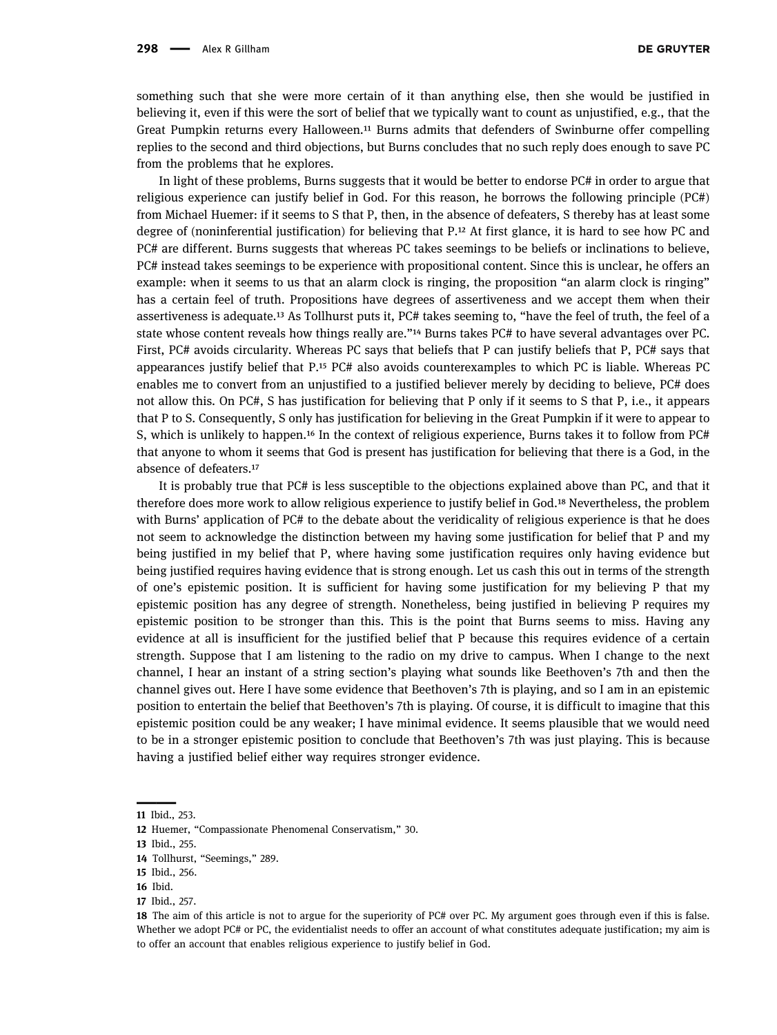something such that she were more certain of it than anything else, then she would be justified in believing it, even if this were the sort of belief that we typically want to count as unjustified, e.g., that the Great Pumpkin returns every Halloween.[11] Burns admits that defenders of Swinburne offer compelling replies to the second and third objections, but Burns concludes that no such reply does enough to save PC from the problems that he explores.

In light of these problems, Burns suggests that it would be better to endorse PC# in order to argue that religious experience can justify belief in God. For this reason, he borrows the following principle (PC#) from Michael Huemer: if it seems to S that P, then, in the absence of defeaters, S thereby has at least some degree of (noninferential justification) for believing that P.[12] At first glance, it is hard to see how PC and PC# are different. Burns suggests that whereas PC takes seemings to be beliefs or inclinations to believe, PC# instead takes seemings to be experience with propositional content. Since this is unclear, he offers an example: when it seems to us that an alarm clock is ringing, the proposition "an alarm clock is ringing" has a certain feel of truth. Propositions have degrees of assertiveness and we accept them when their assertiveness is adequate.[13] As Tollhurst puts it, PC# takes seeming to, "have the feel of truth, the feel of a state whose content reveals how things really are."[14] Burns takes PC# to have several advantages over PC. First, PC# avoids circularity. Whereas PC says that beliefs that P can justify beliefs that P, PC# says that appearances justify belief that P.[15] PC# also avoids counterexamples to which PC is liable. Whereas PC enables me to convert from an unjustified to a justified believer merely by deciding to believe, PC# does not allow this. On PC#, S has justification for believing that P only if it seems to S that P, i.e., it appears that P to S. Consequently, S only has justification for believing in the Great Pumpkin if it were to appear to S, which is unlikely to happen.[16] In the context of religious experience, Burns takes it to follow from PC# that anyone to whom it seems that God is present has justification for believing that there is a God, in the absence of defeaters.[17]

It is probably true that PC# is less susceptible to the objections explained above than PC, and that it therefore does more work to allow religious experience to justify belief in God.[18] Nevertheless, the problem with Burns' application of PC# to the debate about the veridicality of religious experience is that he does not seem to acknowledge the distinction between my having some justification for belief that P and my being justified in my belief that P, where having some justification requires only having evidence but being justified requires having evidence that is strong enough. Let us cash this out in terms of the strength of one's epistemic position. It is sufficient for having some justification for my believing P that my epistemic position has any degree of strength. Nonetheless, being justified in believing P requires my epistemic position to be stronger than this. This is the point that Burns seems to miss. Having any evidence at all is insufficient for the justified belief that P because this requires evidence of a certain strength. Suppose that I am listening to the radio on my drive to campus. When I change to the next channel, I hear an instant of a string section's playing what sounds like Beethoven's 7th and then the channel gives out. Here I have some evidence that Beethoven's 7th is playing, and so I am in an epistemic position to entertain the belief that Beethoven's 7th is playing. Of course, it is difficult to imagine that this epistemic position could be any weaker; I have minimal evidence. It seems plausible that we would need to be in a stronger epistemic position to conclude that Beethoven's 7th was just playing. This is because having a justified belief either way requires stronger evidence.

---

11 Ibid., 253.

12 Huemer, "Compassionate Phenomenal Conservatism," 30.

13 Ibid., 255.

14 Tollhurst, "Seemings," 289.

15 Ibid., 256.

16 Ibid.

17 Ibid., 257.

18 The aim of this article is not to argue for the superiority of PC# over PC. My argument goes through even if this is false. Whether we adopt PC# or PC, the evidentialist needs to offer an account of what constitutes adequate justification; my aim is to offer an account that enables religious experience to justify belief in God.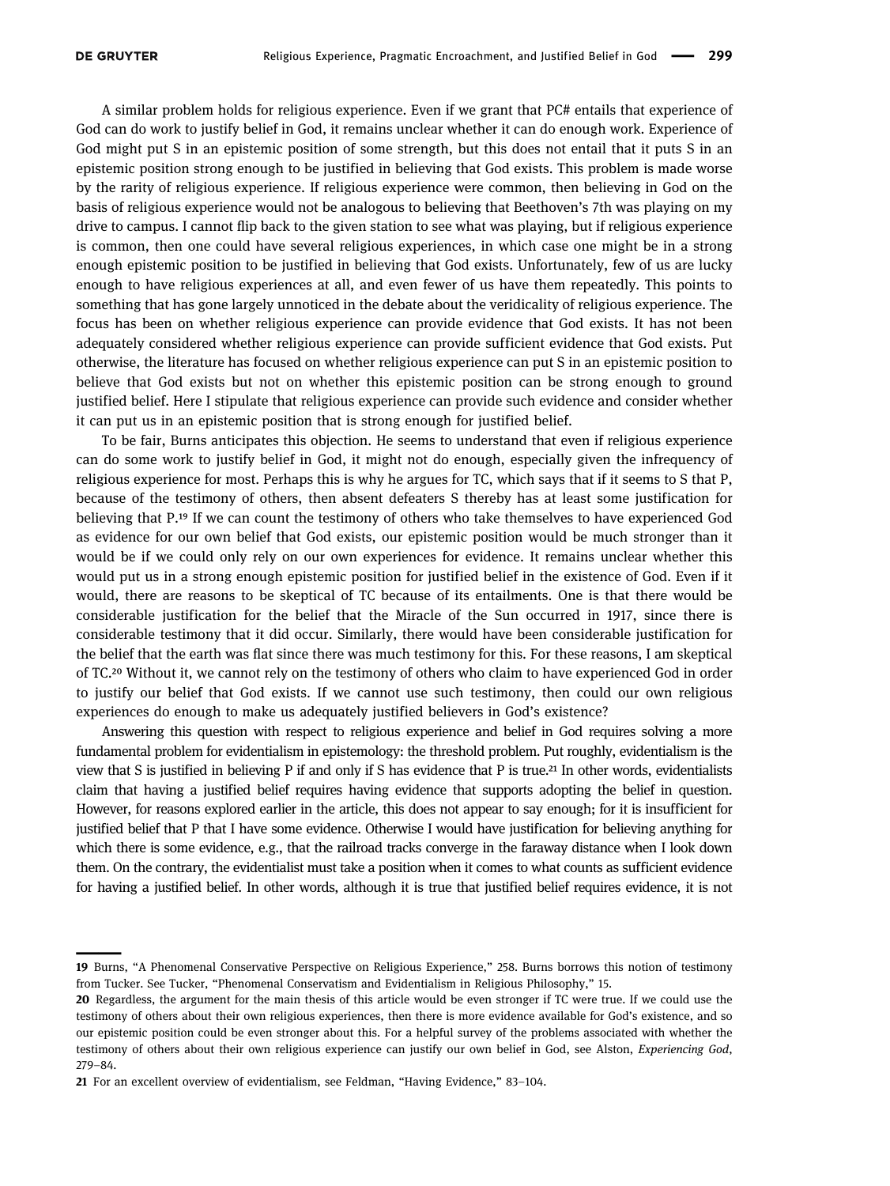A similar problem holds for religious experience. Even if we grant that PC# entails that experience of God can do work to justify belief in God, it remains unclear whether it can do enough work. Experience of God might put S in an epistemic position of some strength, but this does not entail that it puts S in an epistemic position strong enough to be justified in believing that God exists. This problem is made worse by the rarity of religious experience. If religious experience were common, then believing in God on the basis of religious experience would not be analogous to believing that Beethoven's 7th was playing on my drive to campus. I cannot flip back to the given station to see what was playing, but if religious experience is common, then one could have several religious experiences, in which case one might be in a strong enough epistemic position to be justified in believing that God exists. Unfortunately, few of us are lucky enough to have religious experiences at all, and even fewer of us have them repeatedly. This points to something that has gone largely unnoticed in the debate about the veridicality of religious experience. The focus has been on whether religious experience can provide evidence that God exists. It has not been adequately considered whether religious experience can provide sufficient evidence that God exists. Put otherwise, the literature has focused on whether religious experience can put S in an epistemic position to believe that God exists but not on whether this epistemic position can be strong enough to ground justified belief. Here I stipulate that religious experience can provide such evidence and consider whether it can put us in an epistemic position that is strong enough for justified belief.

To be fair, Burns anticipates this objection. He seems to understand that even if religious experience can do some work to justify belief in God, it might not do enough, especially given the infrequency of religious experience for most. Perhaps this is why he argues for TC, which says that if it seems to S that P, because of the testimony of others, then absent defeaters S thereby has at least some justification for believing that P.[19] If we can count the testimony of others who take themselves to have experienced God as evidence for our own belief that God exists, our epistemic position would be much stronger than it would be if we could only rely on our own experiences for evidence. It remains unclear whether this would put us in a strong enough epistemic position for justified belief in the existence of God. Even if it would, there are reasons to be skeptical of TC because of its entailments. One is that there would be considerable justification for the belief that the Miracle of the Sun occurred in 1917, since there is considerable testimony that it did occur. Similarly, there would have been considerable justification for the belief that the earth was flat since there was much testimony for this. For these reasons, I am skeptical of TC.[20] Without it, we cannot rely on the testimony of others who claim to have experienced God in order to justify our belief that God exists. If we cannot use such testimony, then could our own religious experiences do enough to make us adequately justified believers in God's existence?

Answering this question with respect to religious experience and belief in God requires solving a more fundamental problem for evidentialism in epistemology: the threshold problem. Put roughly, evidentialism is the view that S is justified in believing P if and only if S has evidence that P is true.[21] In other words, evidentialists claim that having a justified belief requires having evidence that supports adopting the belief in question. However, for reasons explored earlier in the article, this does not appear to say enough; for it is insufficient for justified belief that P that I have some evidence. Otherwise I would have justification for believing anything for which there is some evidence, e.g., that the railroad tracks converge in the faraway distance when I look down them. On the contrary, the evidentialist must take a position when it comes to what counts as sufficient evidence for having a justified belief. In other words, although it is true that justified belief requires evidence, it is not

---

**19** Burns, "A Phenomenal Conservative Perspective on Religious Experience," 258. Burns borrows this notion of testimony from Tucker. See Tucker, "Phenomenal Conservatism and Evidentialism in Religious Philosophy," 15.

**20** Regardless, the argument for the main thesis of this article would be even stronger if TC were true. If we could use the testimony of others about their own religious experiences, then there is more evidence available for God's existence, and so our epistemic position could be even stronger about this. For a helpful survey of the problems associated with whether the testimony of others about their own religious experience can justify our own belief in God, see Alston, *Experiencing God*, 279–84.

**21** For an excellent overview of evidentialism, see Feldman, "Having Evidence," 83–104.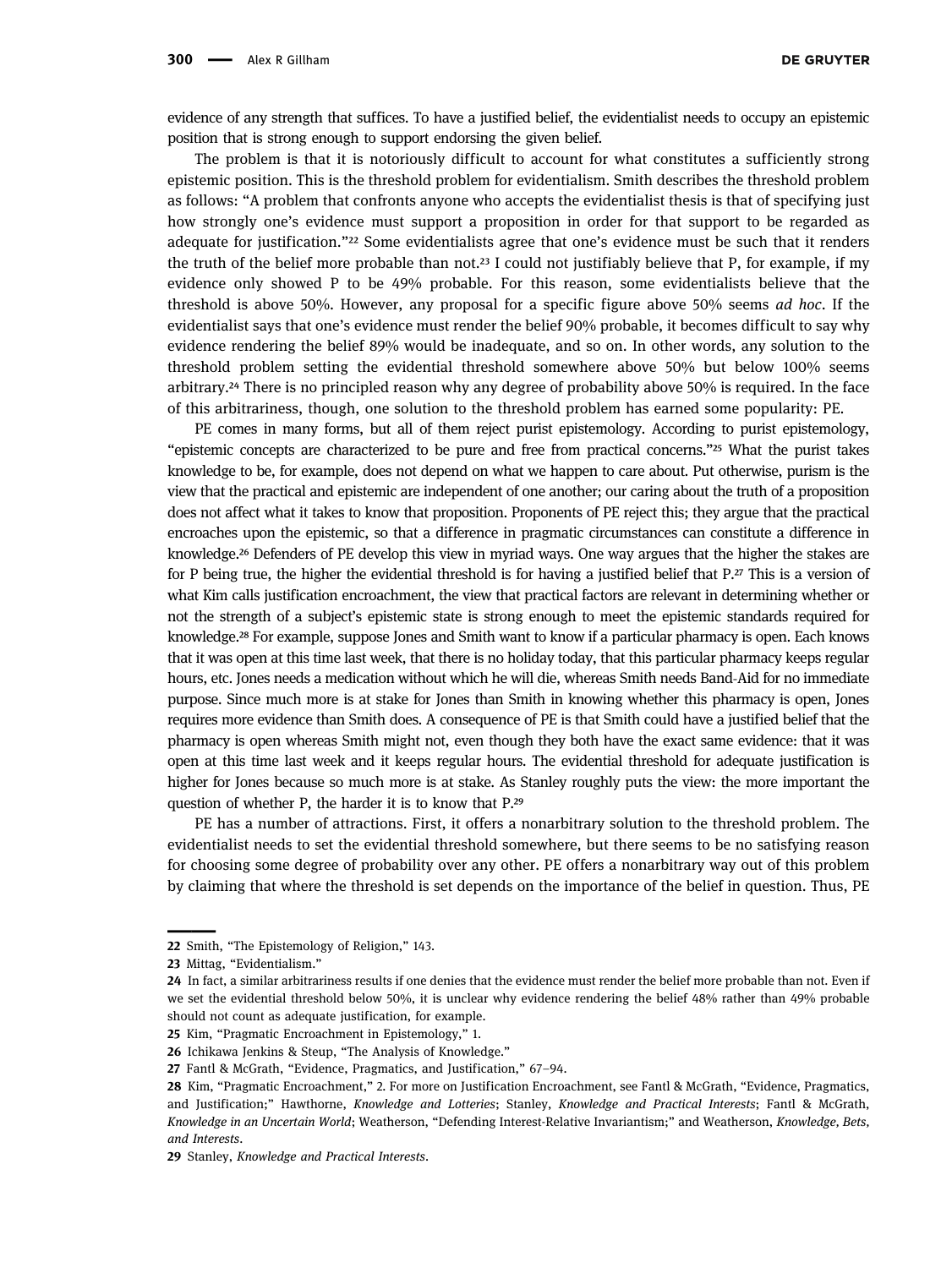evidence of any strength that suffices. To have a justified belief, the evidentialist needs to occupy an epistemic position that is strong enough to support endorsing the given belief.

The problem is that it is notoriously difficult to account for what constitutes a sufficiently strong epistemic position. This is the threshold problem for evidentialism. Smith describes the threshold problem as follows: "A problem that confronts anyone who accepts the evidentialist thesis is that of specifying just how strongly one's evidence must support a proposition in order for that support to be regarded as adequate for justification."[22] Some evidentialists agree that one's evidence must be such that it renders the truth of the belief more probable than not.[23] I could not justifiably believe that P, for example, if my evidence only showed P to be 49% probable. For this reason, some evidentialists believe that the threshold is above 50%. However, any proposal for a specific figure above 50% seems *ad hoc*. If the evidentialist says that one's evidence must render the belief 90% probable, it becomes difficult to say why evidence rendering the belief 89% would be inadequate, and so on. In other words, any solution to the threshold problem setting the evidential threshold somewhere above 50% but below 100% seems arbitrary.[24] There is no principled reason why any degree of probability above 50% is required. In the face of this arbitrariness, though, one solution to the threshold problem has earned some popularity: PE.

PE comes in many forms, but all of them reject purist epistemology. According to purist epistemology, "epistemic concepts are characterized to be pure and free from practical concerns."[25] What the purist takes knowledge to be, for example, does not depend on what we happen to care about. Put otherwise, purism is the view that the practical and epistemic are independent of one another; our caring about the truth of a proposition does not affect what it takes to know that proposition. Proponents of PE reject this; they argue that the practical encroaches upon the epistemic, so that a difference in pragmatic circumstances can constitute a difference in knowledge.[26] Defenders of PE develop this view in myriad ways. One way argues that the higher the stakes are for P being true, the higher the evidential threshold is for having a justified belief that P.[27] This is a version of what Kim calls justification encroachment, the view that practical factors are relevant in determining whether or not the strength of a subject's epistemic state is strong enough to meet the epistemic standards required for knowledge.[28] For example, suppose Jones and Smith want to know if a particular pharmacy is open. Each knows that it was open at this time last week, that there is no holiday today, that this particular pharmacy keeps regular hours, etc. Jones needs a medication without which he will die, whereas Smith needs Band-Aid for no immediate purpose. Since much more is at stake for Jones than Smith in knowing whether this pharmacy is open, Jones requires more evidence than Smith does. A consequence of PE is that Smith could have a justified belief that the pharmacy is open whereas Smith might not, even though they both have the exact same evidence: that it was open at this time last week and it keeps regular hours. The evidential threshold for adequate justification is higher for Jones because so much more is at stake. As Stanley roughly puts the view: the more important the question of whether P, the harder it is to know that P.[29]

PE has a number of attractions. First, it offers a nonarbitrary solution to the threshold problem. The evidentialist needs to set the evidential threshold somewhere, but there seems to be no satisfying reason for choosing some degree of probability over any other. PE offers a nonarbitrary way out of this problem by claiming that where the threshold is set depends on the importance of the belief in question. Thus, PE

---

22 Smith, "The Epistemology of Religion," 143.

23 Mittag, "Evidentialism."

24 In fact, a similar arbitrariness results if one denies that the evidence must render the belief more probable than not. Even if we set the evidential threshold below 50%, it is unclear why evidence rendering the belief 48% rather than 49% probable should not count as adequate justification, for example.

25 Kim, "Pragmatic Encroachment in Epistemology," 1.

26 Ichikawa Jenkins & Steup, "The Analysis of Knowledge."

27 Fantl & McGrath, "Evidence, Pragmatics, and Justification," 67–94.

28 Kim, "Pragmatic Encroachment," 2. For more on Justification Encroachment, see Fantl & McGrath, "Evidence, Pragmatics, and Justification;" Hawthorne, *Knowledge and Lotteries*; Stanley, *Knowledge and Practical Interests*; Fantl & McGrath, *Knowledge in an Uncertain World*; Weatherson, "Defending Interest-Relative Invariantism;" and Weatherson, *Knowledge, Bets, and Interests*.

29 Stanley, *Knowledge and Practical Interests*.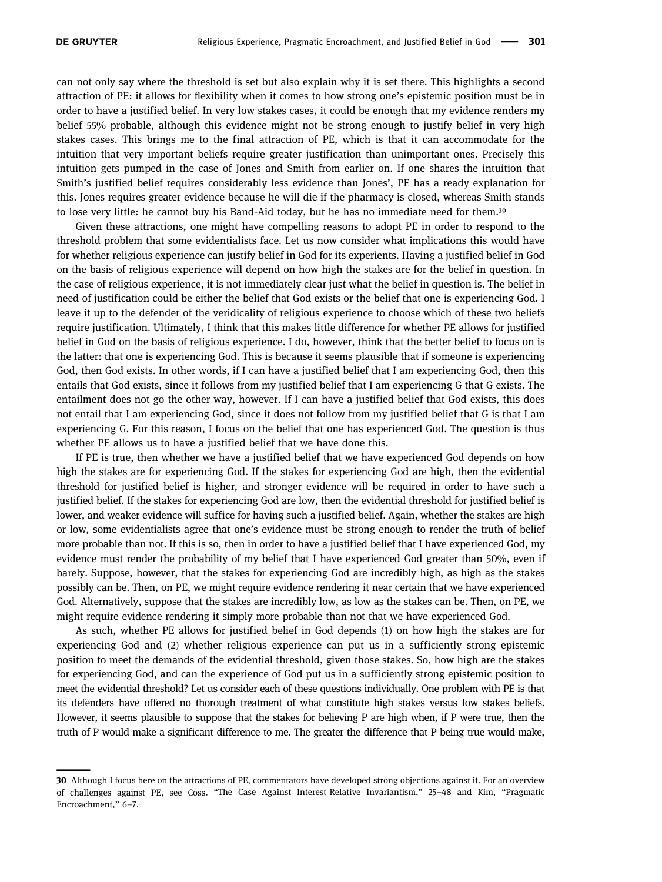can not only say where the threshold is set but also explain why it is set there. This highlights a second attraction of PE: it allows for flexibility when it comes to how strong one's epistemic position must be in order to have a justified belief. In very low stakes cases, it could be enough that my evidence renders my belief 55% probable, although this evidence might not be strong enough to justify belief in very high stakes cases. This brings me to the final attraction of PE, which is that it can accommodate for the intuition that very important beliefs require greater justification than unimportant ones. Precisely this intuition gets pumped in the case of Jones and Smith from earlier on. If one shares the intuition that Smith's justified belief requires considerably less evidence than Jones', PE has a ready explanation for this. Jones requires greater evidence because he will die if the pharmacy is closed, whereas Smith stands to lose very little: he cannot buy his Band-Aid today, but he has no immediate need for them.[30]

Given these attractions, one might have compelling reasons to adopt PE in order to respond to the threshold problem that some evidentialists face. Let us now consider what implications this would have for whether religious experience can justify belief in God for its experients. Having a justified belief in God on the basis of religious experience will depend on how high the stakes are for the belief in question. In the case of religious experience, it is not immediately clear just what the belief in question is. The belief in need of justification could be either the belief that God exists or the belief that one is experiencing God. I leave it up to the defender of the veridicality of religious experience to choose which of these two beliefs require justification. Ultimately, I think that this makes little difference for whether PE allows for justified belief in God on the basis of religious experience. I do, however, think that the better belief to focus on is the latter: that one is experiencing God. This is because it seems plausible that if someone is experiencing God, then God exists. In other words, if I can have a justified belief that I am experiencing God, then this entails that God exists, since it follows from my justified belief that I am experiencing G that G exists. The entailment does not go the other way, however. If I can have a justified belief that God exists, this does not entail that I am experiencing God, since it does not follow from my justified belief that G is that I am experiencing G. For this reason, I focus on the belief that one has experienced God. The question is thus whether PE allows us to have a justified belief that we have done this.

If PE is true, then whether we have a justified belief that we have experienced God depends on how high the stakes are for experiencing God. If the stakes for experiencing God are high, then the evidential threshold for justified belief is higher, and stronger evidence will be required in order to have such a justified belief. If the stakes for experiencing God are low, then the evidential threshold for justified belief is lower, and weaker evidence will suffice for having such a justified belief. Again, whether the stakes are high or low, some evidentialists agree that one's evidence must be strong enough to render the truth of belief more probable than not. If this is so, then in order to have a justified belief that I have experienced God, my evidence must render the probability of my belief that I have experienced God greater than 50%, even if barely. Suppose, however, that the stakes for experiencing God are incredibly high, as high as the stakes possibly can be. Then, on PE, we might require evidence rendering it near certain that we have experienced God. Alternatively, suppose that the stakes are incredibly low, as low as the stakes can be. Then, on PE, we might require evidence rendering it simply more probable than not that we have experienced God.

As such, whether PE allows for justified belief in God depends (1) on how high the stakes are for experiencing God and (2) whether religious experience can put us in a sufficiently strong epistemic position to meet the demands of the evidential threshold, given those stakes. So, how high are the stakes for experiencing God, and can the experience of God put us in a sufficiently strong epistemic position to meet the evidential threshold? Let us consider each of these questions individually. One problem with PE is that its defenders have offered no thorough treatment of what constitute high stakes versus low stakes beliefs. However, it seems plausible to suppose that the stakes for believing P are high when, if P were true, then the truth of P would make a significant difference to me. The greater the difference that P being true would make,

---

**30** Although I focus here on the attractions of PE, commentators have developed strong objections against it. For an overview of challenges against PE, see Coss, "The Case Against Interest-Relative Invariantism," 25–48 and Kim, "Pragmatic Encroachment," 6–7.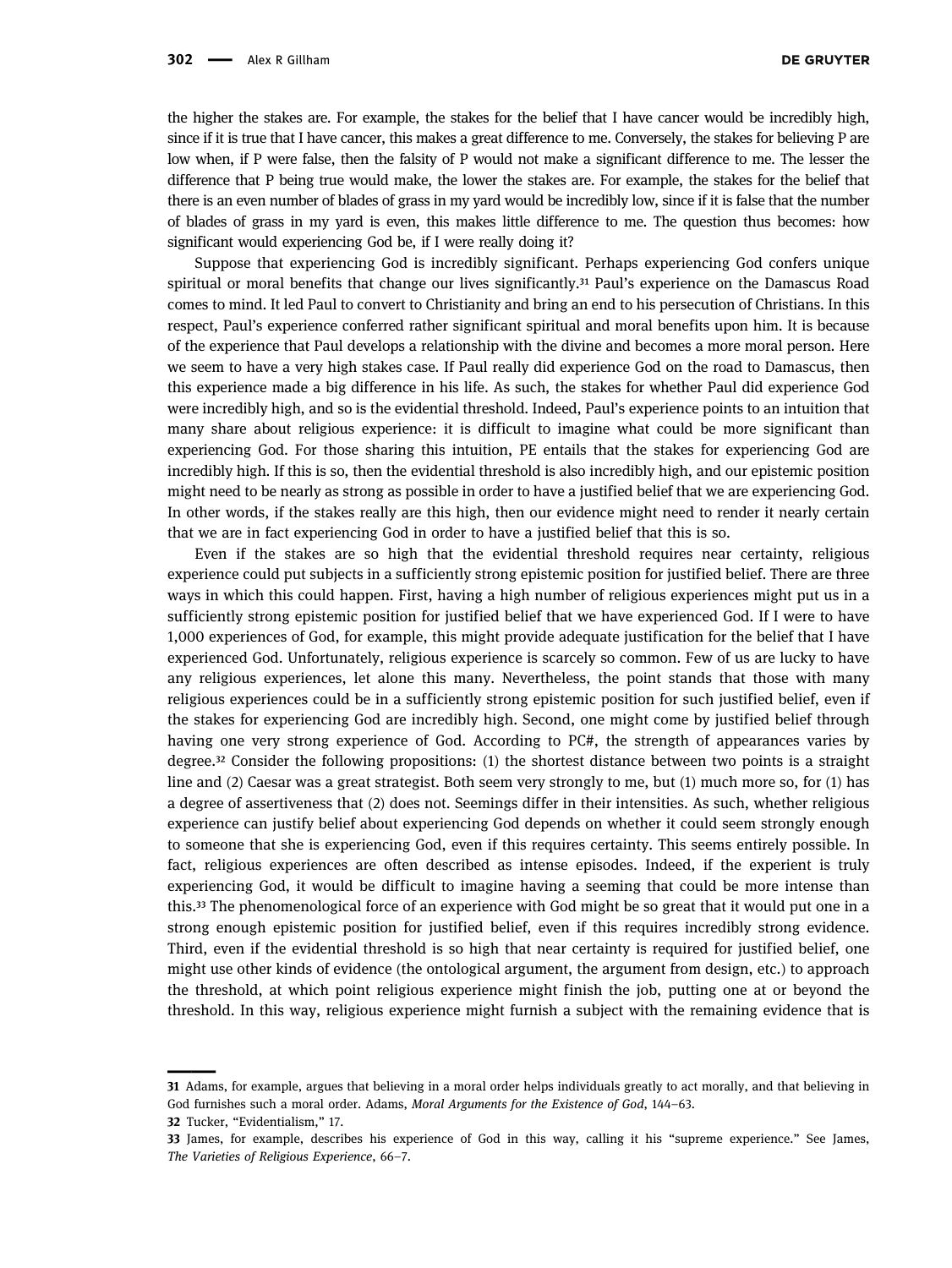the higher the stakes are. For example, the stakes for the belief that I have cancer would be incredibly high, since if it is true that I have cancer, this makes a great difference to me. Conversely, the stakes for believing P are low when, if P were false, then the falsity of P would not make a significant difference to me. The lesser the difference that P being true would make, the lower the stakes are. For example, the stakes for the belief that there is an even number of blades of grass in my yard would be incredibly low, since if it is false that the number of blades of grass in my yard is even, this makes little difference to me. The question thus becomes: how significant would experiencing God be, if I were really doing it?

Suppose that experiencing God is incredibly significant. Perhaps experiencing God confers unique spiritual or moral benefits that change our lives significantly.[31] Paul's experience on the Damascus Road comes to mind. It led Paul to convert to Christianity and bring an end to his persecution of Christians. In this respect, Paul's experience conferred rather significant spiritual and moral benefits upon him. It is because of the experience that Paul develops a relationship with the divine and becomes a more moral person. Here we seem to have a very high stakes case. If Paul really did experience God on the road to Damascus, then this experience made a big difference in his life. As such, the stakes for whether Paul did experience God were incredibly high, and so is the evidential threshold. Indeed, Paul's experience points to an intuition that many share about religious experience: it is difficult to imagine what could be more significant than experiencing God. For those sharing this intuition, PE entails that the stakes for experiencing God are incredibly high. If this is so, then the evidential threshold is also incredibly high, and our epistemic position might need to be nearly as strong as possible in order to have a justified belief that we are experiencing God. In other words, if the stakes really are this high, then our evidence might need to render it nearly certain that we are in fact experiencing God in order to have a justified belief that this is so.

Even if the stakes are so high that the evidential threshold requires near certainty, religious experience could put subjects in a sufficiently strong epistemic position for justified belief. There are three ways in which this could happen. First, having a high number of religious experiences might put us in a sufficiently strong epistemic position for justified belief that we have experienced God. If I were to have 1,000 experiences of God, for example, this might provide adequate justification for the belief that I have experienced God. Unfortunately, religious experience is scarcely so common. Few of us are lucky to have any religious experiences, let alone this many. Nevertheless, the point stands that those with many religious experiences could be in a sufficiently strong epistemic position for such justified belief, even if the stakes for experiencing God are incredibly high. Second, one might come by justified belief through having one very strong experience of God. According to PC#, the strength of appearances varies by degree.[32] Consider the following propositions: (1) the shortest distance between two points is a straight line and (2) Caesar was a great strategist. Both seem very strongly to me, but (1) much more so, for (1) has a degree of assertiveness that (2) does not. Seemings differ in their intensities. As such, whether religious experience can justify belief about experiencing God depends on whether it could seem strongly enough to someone that she is experiencing God, even if this requires certainty. This seems entirely possible. In fact, religious experiences are often described as intense episodes. Indeed, if the experient is truly experiencing God, it would be difficult to imagine having a seeming that could be more intense than this.[33] The phenomenological force of an experience with God might be so great that it would put one in a strong enough epistemic position for justified belief, even if this requires incredibly strong evidence. Third, even if the evidential threshold is so high that near certainty is required for justified belief, one might use other kinds of evidence (the ontological argument, the argument from design, etc.) to approach the threshold, at which point religious experience might finish the job, putting one at or beyond the threshold. In this way, religious experience might furnish a subject with the remaining evidence that is

---

31 Adams, for example, argues that believing in a moral order helps individuals greatly to act morally, and that believing in God furnishes such a moral order. Adams, *Moral Arguments for the Existence of God*, 144–63.

32 Tucker, "Evidentialism," 17.

33 James, for example, describes his experience of God in this way, calling it his "supreme experience." See James, *The Varieties of Religious Experience*, 66–7.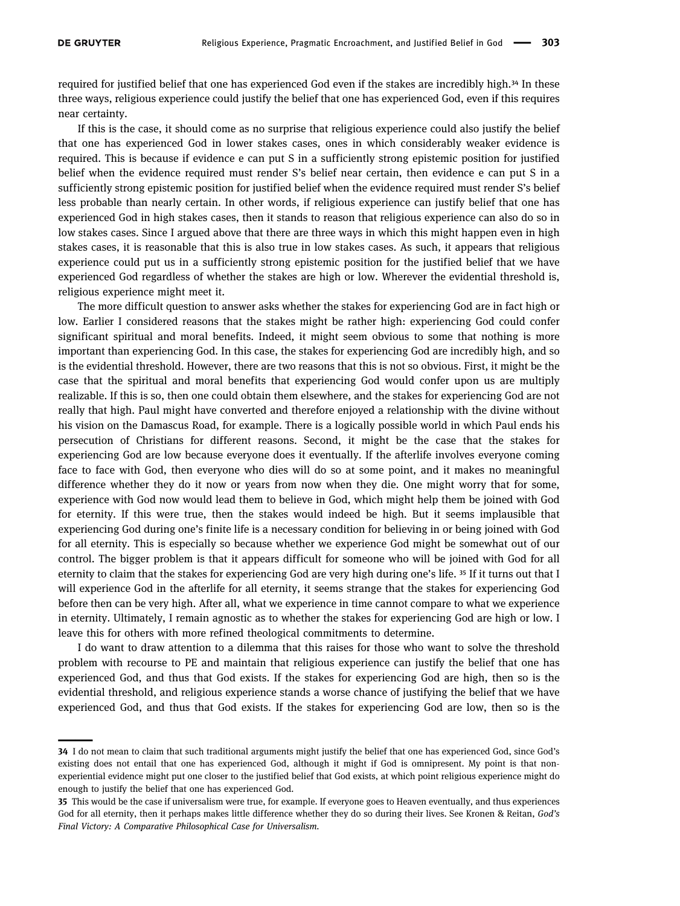required for justified belief that one has experienced God even if the stakes are incredibly high.[34] In these three ways, religious experience could justify the belief that one has experienced God, even if this requires near certainty.

If this is the case, it should come as no surprise that religious experience could also justify the belief that one has experienced God in lower stakes cases, ones in which considerably weaker evidence is required. This is because if evidence e can put S in a sufficiently strong epistemic position for justified belief when the evidence required must render S's belief near certain, then evidence e can put S in a sufficiently strong epistemic position for justified belief when the evidence required must render S's belief less probable than nearly certain. In other words, if religious experience can justify belief that one has experienced God in high stakes cases, then it stands to reason that religious experience can also do so in low stakes cases. Since I argued above that there are three ways in which this might happen even in high stakes cases, it is reasonable that this is also true in low stakes cases. As such, it appears that religious experience could put us in a sufficiently strong epistemic position for the justified belief that we have experienced God regardless of whether the stakes are high or low. Wherever the evidential threshold is, religious experience might meet it.

The more difficult question to answer asks whether the stakes for experiencing God are in fact high or low. Earlier I considered reasons that the stakes might be rather high: experiencing God could confer significant spiritual and moral benefits. Indeed, it might seem obvious to some that nothing is more important than experiencing God. In this case, the stakes for experiencing God are incredibly high, and so is the evidential threshold. However, there are two reasons that this is not so obvious. First, it might be the case that the spiritual and moral benefits that experiencing God would confer upon us are multiply realizable. If this is so, then one could obtain them elsewhere, and the stakes for experiencing God are not really that high. Paul might have converted and therefore enjoyed a relationship with the divine without his vision on the Damascus Road, for example. There is a logically possible world in which Paul ends his persecution of Christians for different reasons. Second, it might be the case that the stakes for experiencing God are low because everyone does it eventually. If the afterlife involves everyone coming face to face with God, then everyone who dies will do so at some point, and it makes no meaningful difference whether they do it now or years from now when they die. One might worry that for some, experience with God now would lead them to believe in God, which might help them be joined with God for eternity. If this were true, then the stakes would indeed be high. But it seems implausible that experiencing God during one's finite life is a necessary condition for believing in or being joined with God for all eternity. This is especially so because whether we experience God might be somewhat out of our control. The bigger problem is that it appears difficult for someone who will be joined with God for all eternity to claim that the stakes for experiencing God are very high during one's life.[35] If it turns out that I will experience God in the afterlife for all eternity, it seems strange that the stakes for experiencing God before then can be very high. After all, what we experience in time cannot compare to what we experience in eternity. Ultimately, I remain agnostic as to whether the stakes for experiencing God are high or low. I leave this for others with more refined theological commitments to determine.

I do want to draw attention to a dilemma that this raises for those who want to solve the threshold problem with recourse to PE and maintain that religious experience can justify the belief that one has experienced God, and thus that God exists. If the stakes for experiencing God are high, then so is the evidential threshold, and religious experience stands a worse chance of justifying the belief that we have experienced God, and thus that God exists. If the stakes for experiencing God are low, then so is the

---

**34** I do not mean to claim that such traditional arguments might justify the belief that one has experienced God, since God's existing does not entail that one has experienced God, although it might if God is omnipresent. My point is that non-experiential evidence might put one closer to the justified belief that God exists, at which point religious experience might do enough to justify the belief that one has experienced God.

**35** This would be the case if universalism were true, for example. If everyone goes to Heaven eventually, and thus experiences God for all eternity, then it perhaps makes little difference whether they do so during their lives. See Kronen & Reitan, *God's Final Victory: A Comparative Philosophical Case for Universalism*.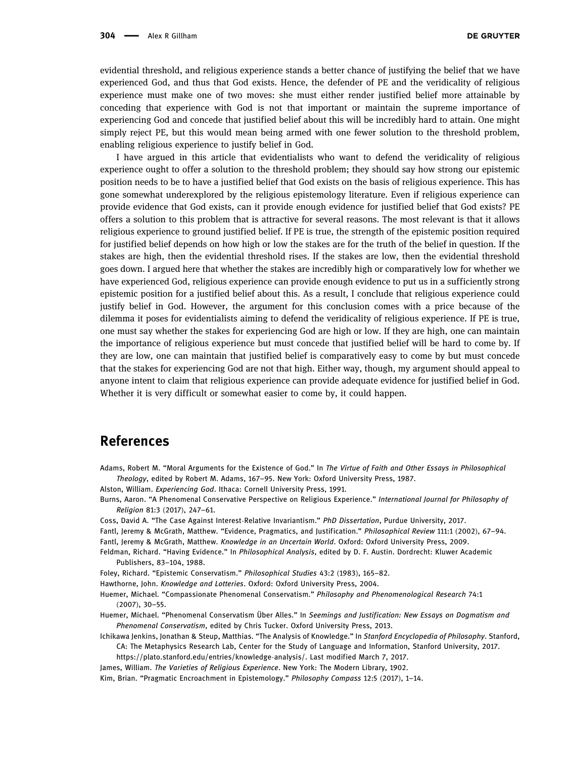evidential threshold, and religious experience stands a better chance of justifying the belief that we have experienced God, and thus that God exists. Hence, the defender of PE and the veridicality of religious experience must make one of two moves: she must either render justified belief more attainable by conceding that experience with God is not that important or maintain the supreme importance of experiencing God and concede that justified belief about this will be incredibly hard to attain. One might simply reject PE, but this would mean being armed with one fewer solution to the threshold problem, enabling religious experience to justify belief in God.

I have argued in this article that evidentialists who want to defend the veridicality of religious experience ought to offer a solution to the threshold problem; they should say how strong our epistemic position needs to be to have a justified belief that God exists on the basis of religious experience. This has gone somewhat underexplored by the religious epistemology literature. Even if religious experience can provide evidence that God exists, can it provide enough evidence for justified belief that God exists? PE offers a solution to this problem that is attractive for several reasons. The most relevant is that it allows religious experience to ground justified belief. If PE is true, the strength of the epistemic position required for justified belief depends on how high or low the stakes are for the truth of the belief in question. If the stakes are high, then the evidential threshold rises. If the stakes are low, then the evidential threshold goes down. I argued here that whether the stakes are incredibly high or comparatively low for whether we have experienced God, religious experience can provide enough evidence to put us in a sufficiently strong epistemic position for a justified belief about this. As a result, I conclude that religious experience could justify belief in God. However, the argument for this conclusion comes with a price because of the dilemma it poses for evidentialists aiming to defend the veridicality of religious experience. If PE is true, one must say whether the stakes for experiencing God are high or low. If they are high, one can maintain the importance of religious experience but must concede that justified belief will be hard to come by. If they are low, one can maintain that justified belief is comparatively easy to come by but must concede that the stakes for experiencing God are not that high. Either way, though, my argument should appeal to anyone intent to claim that religious experience can provide adequate evidence for justified belief in God. Whether it is very difficult or somewhat easier to come by, it could happen.

## References

Adams, Robert M. "Moral Arguments for the Existence of God." In *The Virtue of Faith and Other Essays in Philosophical Theology*, edited by Robert M. Adams, 167–95. New York: Oxford University Press, 1987.

Alston, William. *Experiencing God*. Ithaca: Cornell University Press, 1991.

Burns, Aaron. "A Phenomenal Conservative Perspective on Religious Experience." *International Journal for Philosophy of Religion* 81:3 (2017), 247–61.

Coss, David A. "The Case Against Interest-Relative Invariantism." *PhD Dissertation*, Purdue University, 2017.

Fantl, Jeremy & McGrath, Matthew. "Evidence, Pragmatics, and Justification." *Philosophical Review* 111:1 (2002), 67–94.

Fantl, Jeremy & McGrath, Matthew. *Knowledge in an Uncertain World*. Oxford: Oxford University Press, 2009.

Feldman, Richard. "Having Evidence." In *Philosophical Analysis*, edited by D. F. Austin. Dordrecht: Kluwer Academic Publishers, 83–104, 1988.

Foley, Richard. "Epistemic Conservatism." *Philosophical Studies* 43:2 (1983), 165–82.

Hawthorne, John. *Knowledge and Lotteries*. Oxford: Oxford University Press, 2004.

Huemer, Michael. "Compassionate Phenomenal Conservatism." *Philosophy and Phenomenological Research* 74:1 (2007), 30–55.

Huemer, Michael. "Phenomenal Conservatism Über Alles." In *Seemings and Justification: New Essays on Dogmatism and Phenomenal Conservatism*, edited by Chris Tucker. Oxford University Press, 2013.

Ichikawa Jenkins, Jonathan & Steup, Matthias. "The Analysis of Knowledge." In *Stanford Encyclopedia of Philosophy*. Stanford, CA: The Metaphysics Research Lab, Center for the Study of Language and Information, Stanford University, 2017. https://plato.stanford.edu/entries/knowledge-analysis/. Last modified March 7, 2017.

James, William. *The Varieties of Religious Experience*. New York: The Modern Library, 1902.

Kim, Brian. "Pragmatic Encroachment in Epistemology." *Philosophy Compass* 12:5 (2017), 1–14.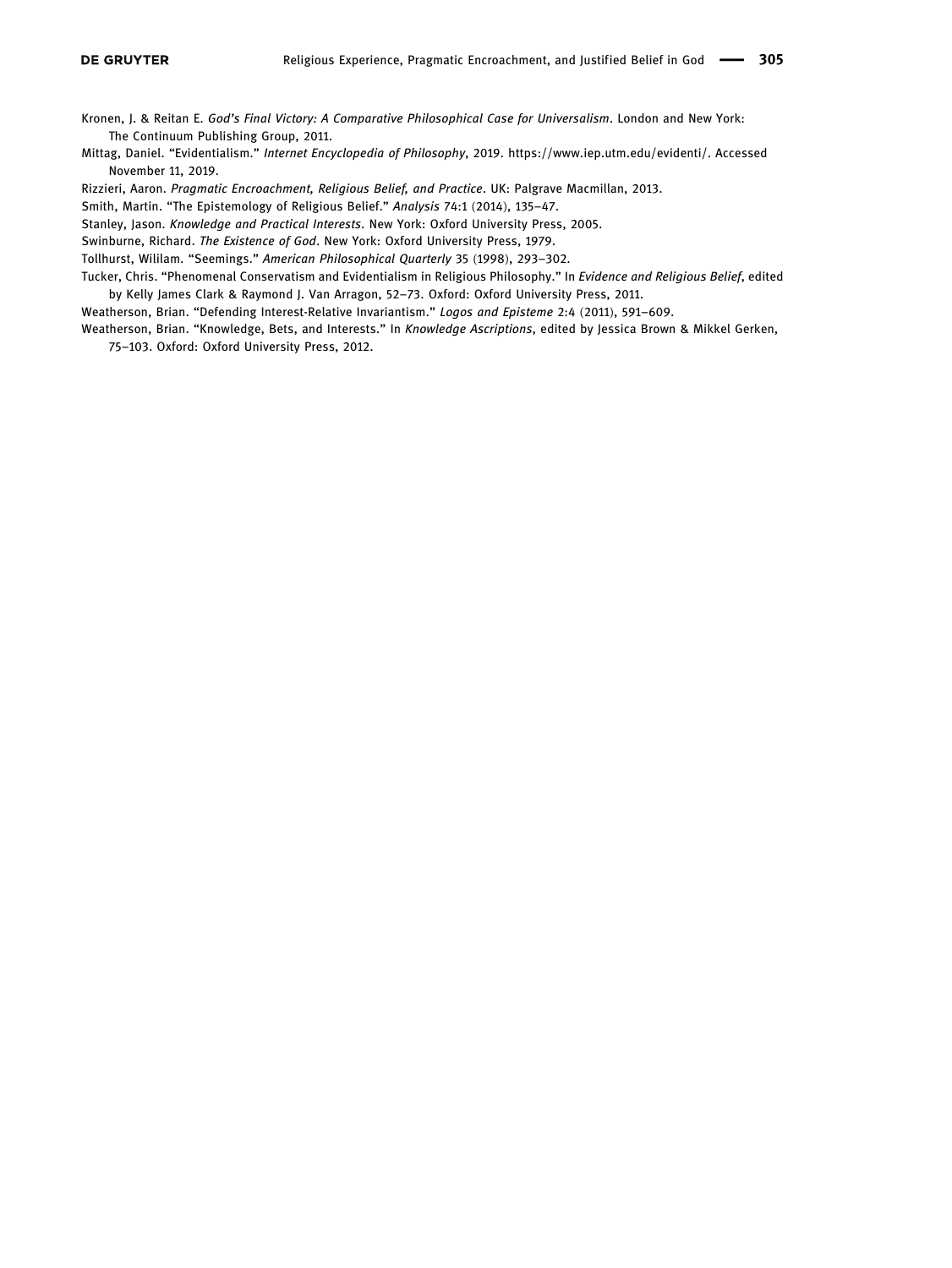Kronen, J. & Reitan E. *God's Final Victory: A Comparative Philosophical Case for Universalism*. London and New York: The Continuum Publishing Group, 2011.

Mittag, Daniel. "Evidentialism." *Internet Encyclopedia of Philosophy*, 2019. https://www.iep.utm.edu/evidenti/. Accessed November 11, 2019.

Rizzieri, Aaron. *Pragmatic Encroachment, Religious Belief, and Practice*. UK: Palgrave Macmillan, 2013.

Smith, Martin. "The Epistemology of Religious Belief." *Analysis* 74:1 (2014), 135–47.

Stanley, Jason. *Knowledge and Practical Interests*. New York: Oxford University Press, 2005.

Swinburne, Richard. *The Existence of God*. New York: Oxford University Press, 1979.

Tollhurst, Wililam. "Seemings." *American Philosophical Quarterly* 35 (1998), 293–302.

Tucker, Chris. "Phenomenal Conservatism and Evidentialism in Religious Philosophy." In *Evidence and Religious Belief*, edited by Kelly James Clark & Raymond J. Van Arragon, 52–73. Oxford: Oxford University Press, 2011.

Weatherson, Brian. "Defending Interest-Relative Invariantism." *Logos and Episteme* 2:4 (2011), 591–609.

Weatherson, Brian. "Knowledge, Bets, and Interests." In *Knowledge Ascriptions*, edited by Jessica Brown & Mikkel Gerken, 75–103. Oxford: Oxford University Press, 2012.